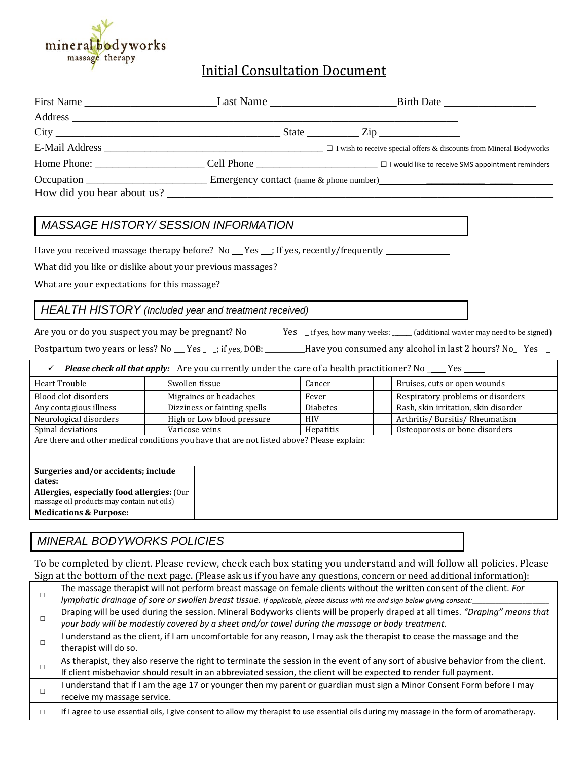mineral bodyworks
massage therapy

# Initial Consultation Document

First Name ________________________ Last Name ______________________ Birth Date _________________

Address ______________________________________________________________________

City _________________________________________ State _________ Zip _______________

E-Mail Address _______________________________________ ☐ I wish to receive special offers & discounts from Mineral Bodyworks

Home Phone: ____________________ Cell Phone ______________________ ☐ I would like to receive SMS appointment reminders

Occupation ______________________ Emergency contact (name & phone number)_________________________________

How did you hear about us? _____________________________________________________________________

## MASSAGE HISTORY/ SESSION INFORMATION

Have you received massage therapy before? No __ Yes __; If yes, recently/frequently _______________

What did you like or dislike about your previous massages? _____________________________________________

What are your expectations for this massage? _________________________________________________________

## HEALTH HISTORY *(Included year and treatment received)*

Are you or do you suspect you may be pregnant? No _______ Yes __ if yes, how many weeks: _____ (additional wavier may need to be signed)

Postpartum two years or less? No ___Yes ___; if yes, DOB: __________Have you consumed any alcohol in last 2 hours? No_ Yes __

| ✓ ***Please check all that apply:*** Are you currently under the care of a health practitioner? No ____ Yes ____ | | | | | | | |
|---|---|---|---|---|---|---|---|
| Heart Trouble | | Swollen tissue | | Cancer | | Bruises, cuts or open wounds | |
| Blood clot disorders | | Migraines or headaches | | Fever | | Respiratory problems or disorders | |
| Any contagious illness | | Dizziness or fainting spells | | Diabetes | | Rash, skin irritation, skin disorder | |
| Neurological disorders | | High or Low blood pressure | | HIV | | Arthritis/ Bursitis/ Rheumatism | |
| Spinal deviations | | Varicose veins | | Hepatitis | | Osteoporosis or bone disorders | |

Are there and other medical conditions you have that are not listed above? Please explain:

| | |
|---|---|
| **Surgeries and/or accidents; include dates:** | |
| **Allergies, especially food allergies:** (Our massage oil products may contain nut oils) | |
| **Medications & Purpose:** | |

## MINERAL BODYWORKS POLICIES

To be completed by client. Please review, check each box stating you understand and will follow all policies. Please Sign at the bottom of the next page. (Please ask us if you have any questions, concern or need additional information):

| | |
|---|---|
| ☐ | The massage therapist will not perform breast massage on female clients without the written consent of the client. *For lymphatic drainage of sore or swollen breast tissue.* If applicable, please discuss with me and sign below giving consent:___________________ |
| ☐ | Draping will be used during the session. Mineral Bodyworks clients will be properly draped at all times. *"Draping" means that your body will be modestly covered by a sheet and/or towel during the massage or body treatment.* |
| ☐ | I understand as the client, if I am uncomfortable for any reason, I may ask the therapist to cease the massage and the therapist will do so. |
| ☐ | As therapist, they also reserve the right to terminate the session in the event of any sort of abusive behavior from the client. If client misbehavior should result in an abbreviated session, the client will be expected to render full payment. |
| ☐ | I understand that if I am the age 17 or younger then my parent or guardian must sign a Minor Consent Form before I may receive my massage service. |
| ☐ | If I agree to use essential oils, I give consent to allow my therapist to use essential oils during my massage in the form of aromatherapy. |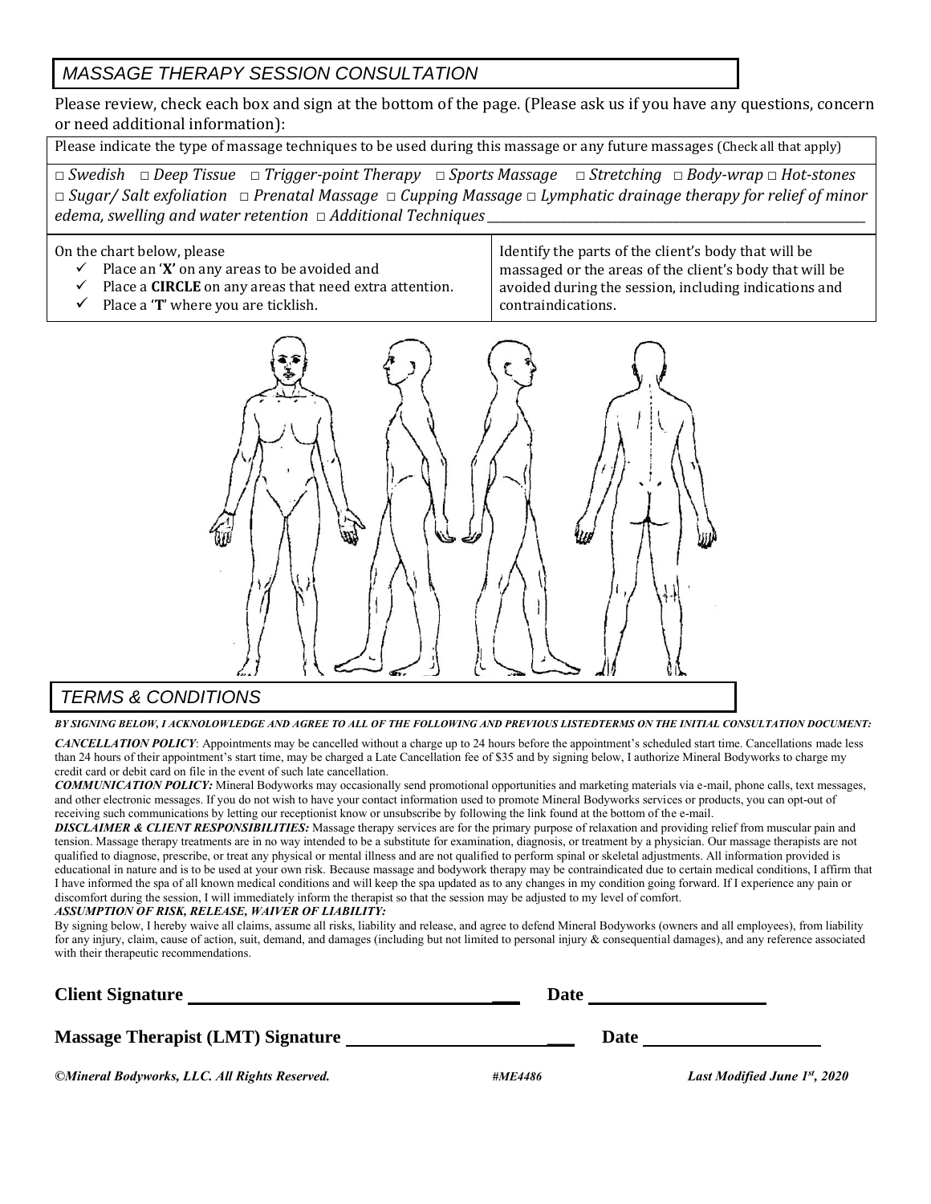## *MASSAGE THERAPY SESSION CONSULTATION*

Please review, check each box and sign at the bottom of the page. (Please ask us if you have any questions, concern or need additional information):

Please indicate the type of massage techniques to be used during this massage or any future massages (Check all that apply)

*□ Swedish □ Deep Tissue □ Trigger-point Therapy □ Sports Massage □ Stretching □ Body-wrap □ Hot-stones □ Sugar/ Salt exfoliation □ Prenatal Massage □ Cupping Massage □ Lymphatic drainage therapy for relief of minor edema, swelling and water retention □ Additional Techniques ___________________________*

| | |
|---|---|
| On the chart below, please<br>✓ Place an '**X**' on any areas to be avoided and<br>✓ Place a **CIRCLE** on any areas that need extra attention.<br>✓ Place a '**T**' where you are ticklish. | Identify the parts of the client's body that will be massaged or the areas of the client's body that will be avoided during the session, including indications and contraindications. |

## *TERMS & CONDITIONS*

***BY SIGNING BELOW, I ACKNOLOWLEDGE AND AGREE TO ALL OF THE FOLLOWING AND PREVIOUS LISTEDTERMS ON THE INITIAL CONSULTATION DOCUMENT:***

***CANCELLATION POLICY***: Appointments may be cancelled without a charge up to 24 hours before the appointment's scheduled start time. Cancellations made less than 24 hours of their appointment's start time, may be charged a Late Cancellation fee of $35 and by signing below, I authorize Mineral Bodyworks to charge my credit card or debit card on file in the event of such late cancellation.

***COMMUNICATION POLICY:*** Mineral Bodyworks may occasionally send promotional opportunities and marketing materials via e-mail, phone calls, text messages, and other electronic messages. If you do not wish to have your contact information used to promote Mineral Bodyworks services or products, you can opt-out of receiving such communications by letting our receptionist know or unsubscribe by following the link found at the bottom of the e-mail.

***DISCLAIMER & CLIENT RESPONSIBILITIES:*** Massage therapy services are for the primary purpose of relaxation and providing relief from muscular pain and tension. Massage therapy treatments are in no way intended to be a substitute for examination, diagnosis, or treatment by a physician. Our massage therapists are not qualified to diagnose, prescribe, or treat any physical or mental illness and are not qualified to perform spinal or skeletal adjustments. All information provided is educational in nature and is to be used at your own risk. Because massage and bodywork therapy may be contraindicated due to certain medical conditions, I affirm that I have informed the spa of all known medical conditions and will keep the spa updated as to any changes in my condition going forward. If I experience any pain or discomfort during the session, I will immediately inform the therapist so that the session may be adjusted to my level of comfort.

***ASSUMPTION OF RISK, RELEASE, WAIVER OF LIABILITY:***

By signing below, I hereby waive all claims, assume all risks, liability and release, and agree to defend Mineral Bodyworks (owners and all employees), from liability for any injury, claim, cause of action, suit, demand, and damages (including but not limited to personal injury & consequential damages), and any reference associated with their therapeutic recommendations.

**Client Signature** ___________________________________ **Date** ___________________

**Massage Therapist (LMT) Signature** ________________________ **Date** ___________________

***©Mineral Bodyworks, LLC. All Rights Reserved.*** ***#ME4486*** ***Last Modified June 1st, 2020***